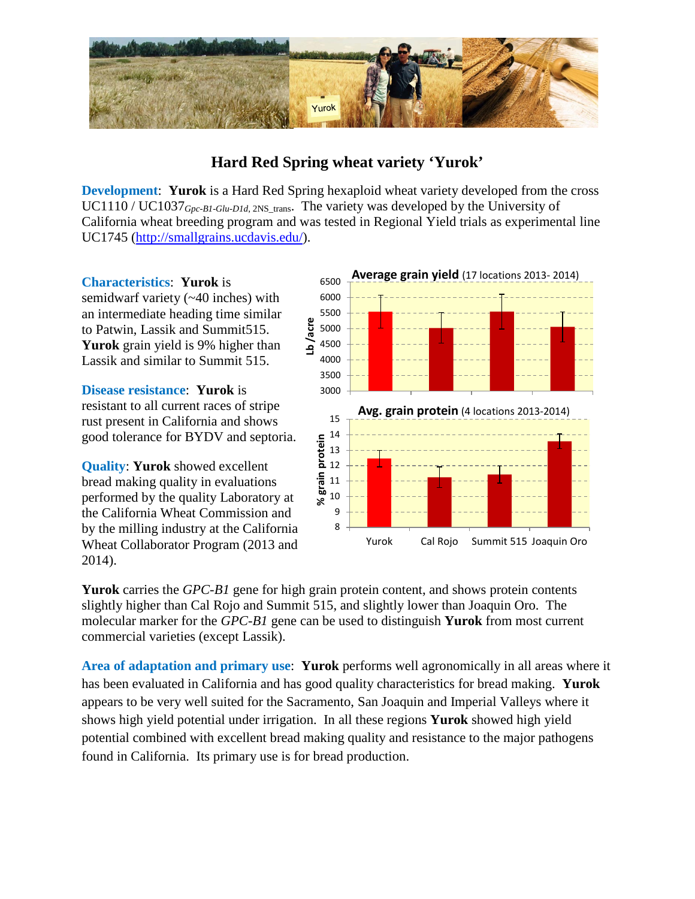# Hard Red Spring wheat variety 'Yurok'

**Development**: **Yurok** is a Hard Red Spring hexaploid wheat variety developed from the cross UC1110 / UC1037$_{Gpc\text{-}B1\text{-}Glu\text{-}D1d,\ 2NS\_trans}$. The variety was developed by the University of California wheat breeding program and was tested in Regional Yield trials as experimental line UC1745 (http://smallgrains.ucdavis.edu/).

**Characteristics**: **Yurok** is semidwarf variety (~40 inches) with an intermediate heading time similar to Patwin, Lassik and Summit515. **Yurok** grain yield is 9% higher than Lassik and similar to Summit 515.

**Disease resistance**: **Yurok** is resistant to all current races of stripe rust present in California and shows good tolerance for BYDV and septoria.

**Quality**: **Yurok** showed excellent bread making quality in evaluations performed by the quality Laboratory at the California Wheat Commission and by the milling industry at the California Wheat Collaborator Program (2013 and 2014).

**Average grain yield** (17 locations 2013- 2014)

**Avg. grain protein** (4 locations 2013-2014)

| | Yurok | Cal Rojo | Summit 515 | Joaquin Oro |
|---|---|---|---|---|
| Lb /acre | ~5550 | ~5000 | ~5550 | ~5050 |
| % grain protein | ~12.5 | ~11.3 | ~11.4 | ~13.6 |

**Yurok** carries the *GPC-B1* gene for high grain protein content, and shows protein contents slightly higher than Cal Rojo and Summit 515, and slightly lower than Joaquin Oro. The molecular marker for the *GPC-B1* gene can be used to distinguish **Yurok** from most current commercial varieties (except Lassik).

**Area of adaptation and primary use**: **Yurok** performs well agronomically in all areas where it has been evaluated in California and has good quality characteristics for bread making. **Yurok** appears to be very well suited for the Sacramento, San Joaquin and Imperial Valleys where it shows high yield potential under irrigation. In all these regions **Yurok** showed high yield potential combined with excellent bread making quality and resistance to the major pathogens found in California. Its primary use is for bread production.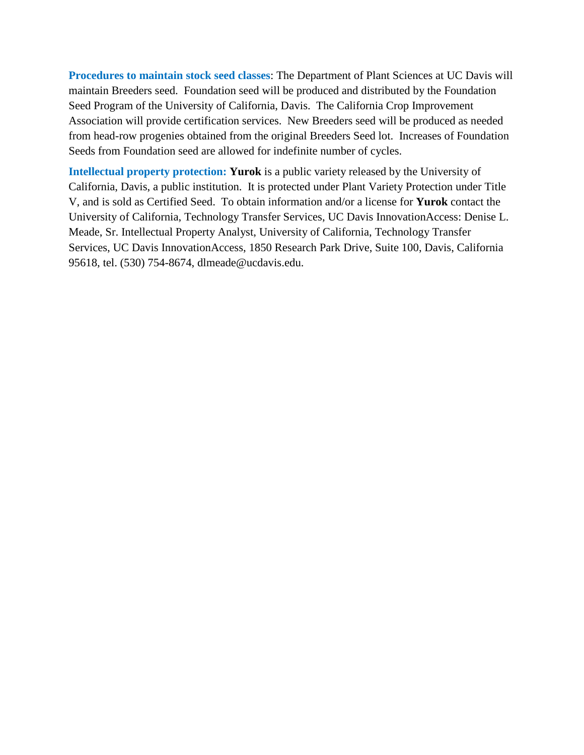**Procedures to maintain stock seed classes**: The Department of Plant Sciences at UC Davis will maintain Breeders seed. Foundation seed will be produced and distributed by the Foundation Seed Program of the University of California, Davis. The California Crop Improvement Association will provide certification services. New Breeders seed will be produced as needed from head-row progenies obtained from the original Breeders Seed lot. Increases of Foundation Seeds from Foundation seed are allowed for indefinite number of cycles.

**Intellectual property protection:** **Yurok** is a public variety released by the University of California, Davis, a public institution. It is protected under Plant Variety Protection under Title V, and is sold as Certified Seed. To obtain information and/or a license for **Yurok** contact the University of California, Technology Transfer Services, UC Davis InnovationAccess: Denise L. Meade, Sr. Intellectual Property Analyst, University of California, Technology Transfer Services, UC Davis InnovationAccess, 1850 Research Park Drive, Suite 100, Davis, California 95618, tel. (530) 754-8674, dlmeade@ucdavis.edu.